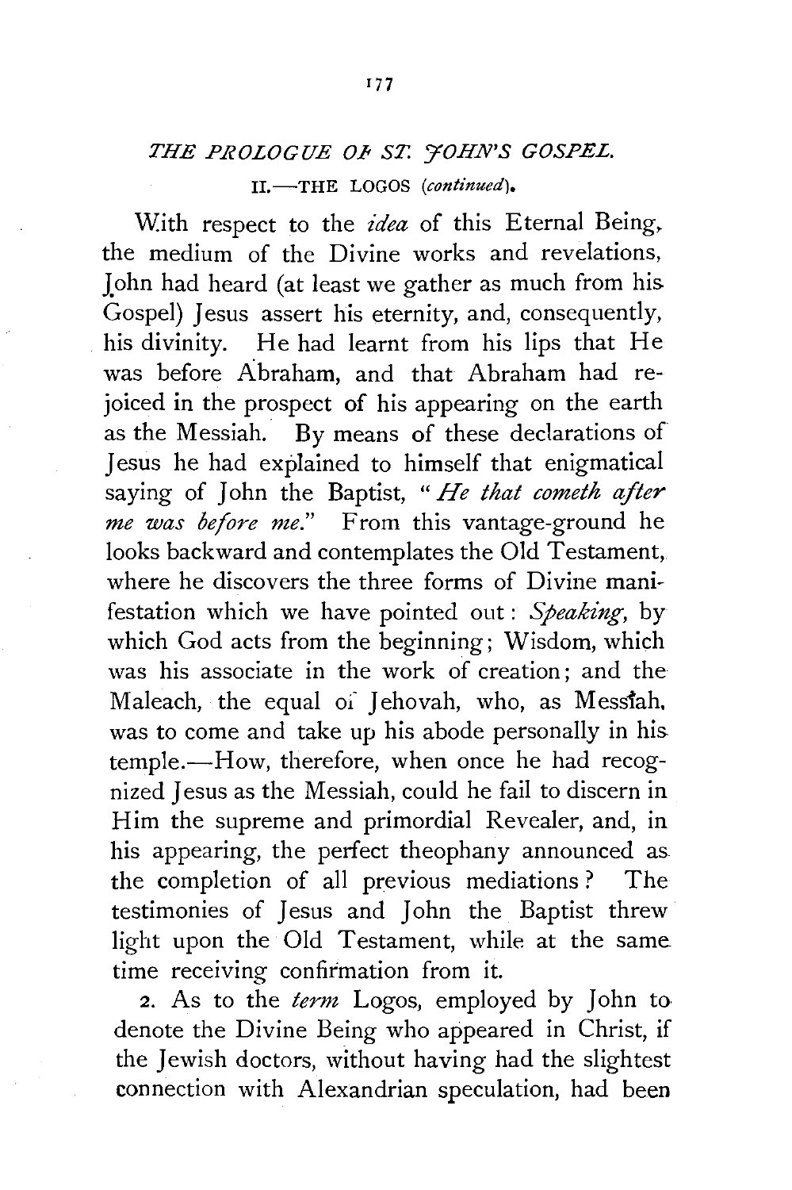## *THE PROLOGUE OF ST. JOHN'S GOSPEL.*

### II.—THE LOGOS (*continued*).

With respect to the *idea* of this Eternal Being, the medium of the Divine works and revelations, John had heard (at least we gather as much from his Gospel) Jesus assert his eternity, and, consequently, his divinity. He had learnt from his lips that He was before Abraham, and that Abraham had rejoiced in the prospect of his appearing on the earth as the Messiah. By means of these declarations of Jesus he had explained to himself that enigmatical saying of John the Baptist, "*He that cometh after me was before me.*" From this vantage-ground he looks backward and contemplates the Old Testament, where he discovers the three forms of Divine manifestation which we have pointed out: *Speaking*, by which God acts from the beginning; Wisdom, which was his associate in the work of creation; and the Maleach, the equal of Jehovah, who, as Messiah, was to come and take up his abode personally in his temple.—How, therefore, when once he had recognized Jesus as the Messiah, could he fail to discern in Him the supreme and primordial Revealer, and, in his appearing, the perfect theophany announced as the completion of all previous mediations? The testimonies of Jesus and John the Baptist threw light upon the Old Testament, while at the same time receiving confirmation from it.

2. As to the *term* Logos, employed by John to denote the Divine Being who appeared in Christ, if the Jewish doctors, without having had the slightest connection with Alexandrian speculation, had been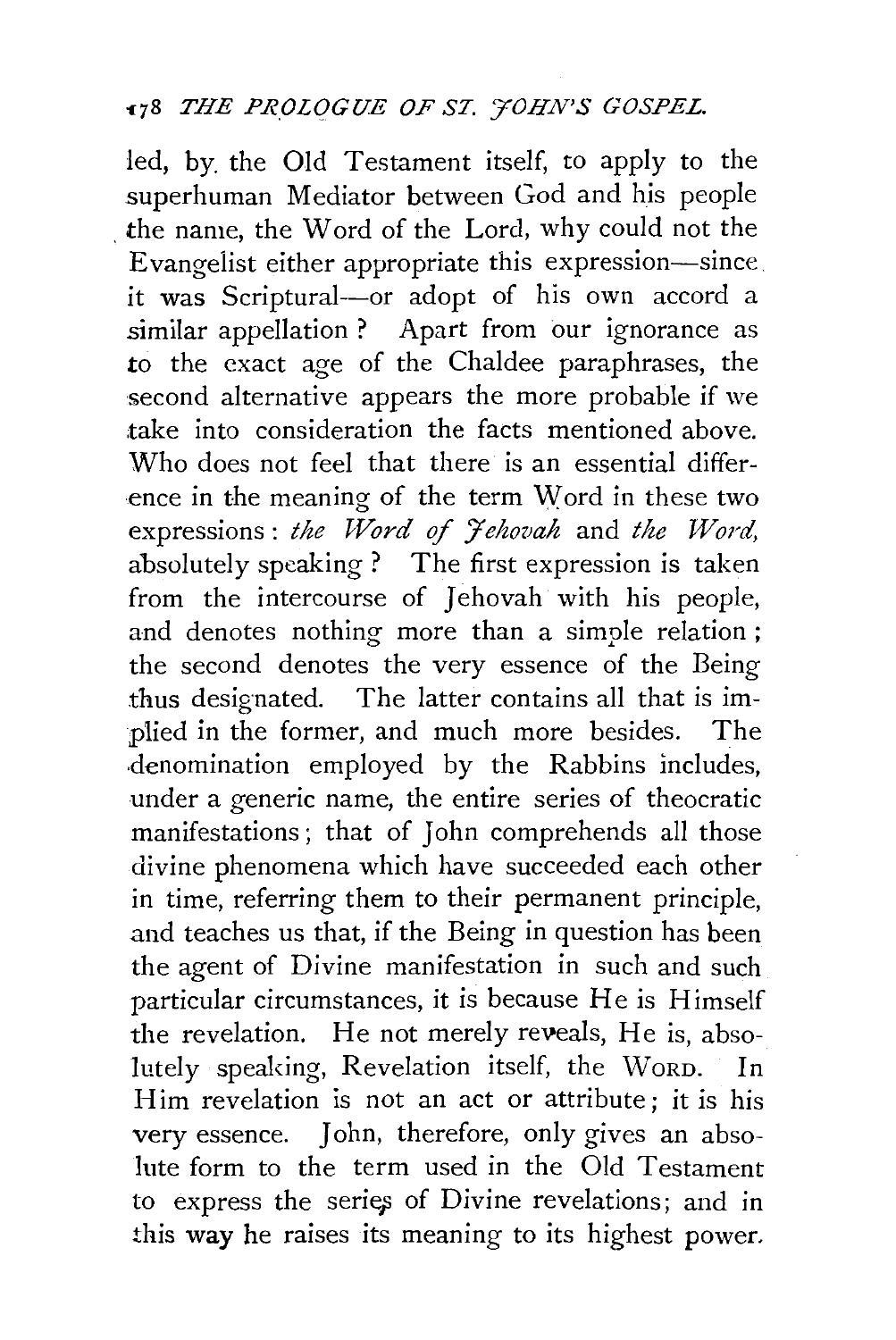led, by the Old Testament itself, to apply to the superhuman Mediator between God and his people the name, the Word of the Lord, why could not the Evangelist either appropriate this expression—since it was Scriptural—or adopt of his own accord a similar appellation? Apart from our ignorance as to the exact age of the Chaldee paraphrases, the second alternative appears the more probable if we take into consideration the facts mentioned above. Who does not feel that there is an essential difference in the meaning of the term Word in these two expressions: *the Word of Jehovah* and *the Word*, absolutely speaking? The first expression is taken from the intercourse of Jehovah with his people, and denotes nothing more than a simple relation; the second denotes the very essence of the Being thus designated. The latter contains all that is implied in the former, and much more besides. The denomination employed by the Rabbins includes, under a generic name, the entire series of theocratic manifestations; that of John comprehends all those divine phenomena which have succeeded each other in time, referring them to their permanent principle, and teaches us that, if the Being in question has been the agent of Divine manifestation in such and such particular circumstances, it is because He is Himself the revelation. He not merely reveals, He is, absolutely speaking, Revelation itself, the WORD. In Him revelation is not an act or attribute; it is his very essence. John, therefore, only gives an absolute form to the term used in the Old Testament to express the series of Divine revelations; and in this way he raises its meaning to its highest power.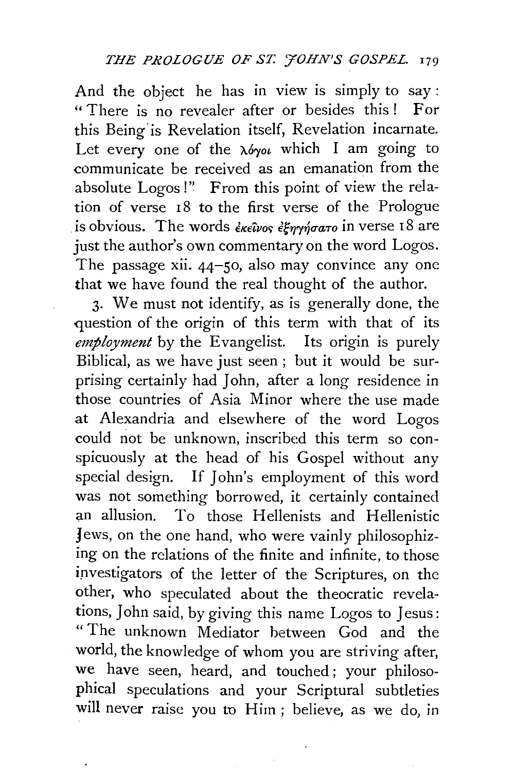And the object he has in view is simply to say: "There is no revealer after or besides this! For this Being is Revelation itself, Revelation incarnate. Let every one of the λόγοι which I am going to communicate be received as an emanation from the absolute Logos!" From this point of view the relation of verse 18 to the first verse of the Prologue is obvious. The words ἐκεῖνος ἐξηγήσατο in verse 18 are just the author's own commentary on the word Logos. The passage xii. 44–50, also may convince any one that we have found the real thought of the author.

3. We must not identify, as is generally done, the question of the origin of this term with that of its *employment* by the Evangelist. Its origin is purely Biblical, as we have just seen; but it would be surprising certainly had John, after a long residence in those countries of Asia Minor where the use made at Alexandria and elsewhere of the word Logos could not be unknown, inscribed this term so conspicuously at the head of his Gospel without any special design. If John's employment of this word was not something borrowed, it certainly contained an allusion. To those Hellenists and Hellenistic Jews, on the one hand, who were vainly philosophizing on the relations of the finite and infinite, to those investigators of the letter of the Scriptures, on the other, who speculated about the theocratic revelations, John said, by giving this name Logos to Jesus: "The unknown Mediator between God and the world, the knowledge of whom you are striving after, we have seen, heard, and touched; your philosophical speculations and your Scriptural subtleties will never raise you to Him; believe, as we do, in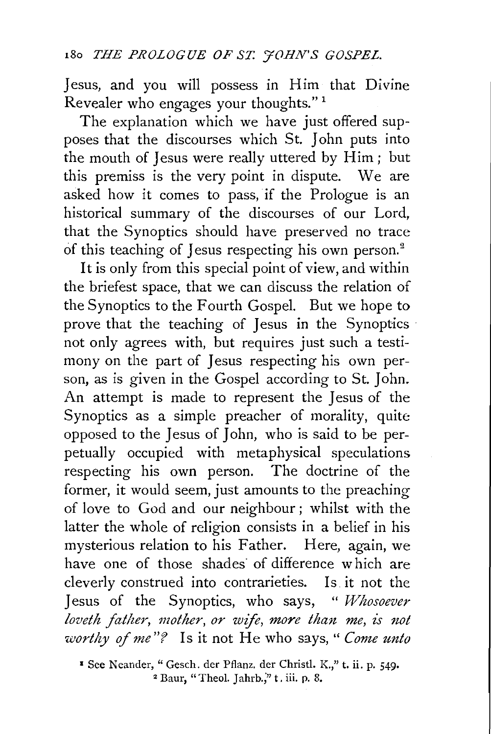Jesus, and you will possess in Him that Divine Revealer who engages your thoughts."[1]

The explanation which we have just offered supposes that the discourses which St. John puts into the mouth of Jesus were really uttered by Him; but this premiss is the very point in dispute. We are asked how it comes to pass, if the Prologue is an historical summary of the discourses of our Lord, that the Synoptics should have preserved no trace of this teaching of Jesus respecting his own person.[2]

It is only from this special point of view, and within the briefest space, that we can discuss the relation of the Synoptics to the Fourth Gospel. But we hope to prove that the teaching of Jesus in the Synoptics not only agrees with, but requires just such a testimony on the part of Jesus respecting his own person, as is given in the Gospel according to St. John. An attempt is made to represent the Jesus of the Synoptics as a simple preacher of morality, quite opposed to the Jesus of John, who is said to be perpetually occupied with metaphysical speculations respecting his own person. The doctrine of the former, it would seem, just amounts to the preaching of love to God and our neighbour; whilst with the latter the whole of religion consists in a belief in his mysterious relation to his Father. Here, again, we have one of those shades of difference which are cleverly construed into contrarieties. Is it not the Jesus of the Synoptics, who says, "*Whosoever loveth father, mother, or wife, more than me, is not worthy of me*"? Is it not He who says, "*Come unto*

[1] See Neander, "Gesch. der Pflanz. der Christl. K.," t. ii. p. 549.
[2] Baur, "Theol. Jahrb.," t. iii. p. 8.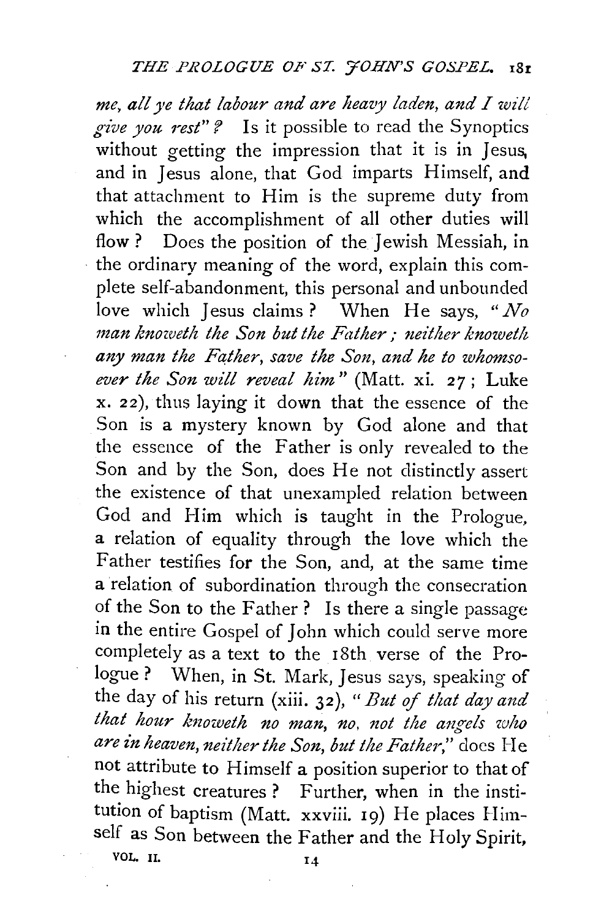*me, all ye that labour and are heavy laden, and I will give you rest"?* Is it possible to read the Synoptics without getting the impression that it is in Jesus, and in Jesus alone, that God imparts Himself, and that attachment to Him is the supreme duty from which the accomplishment of all other duties will flow? Does the position of the Jewish Messiah, in the ordinary meaning of the word, explain this complete self-abandonment, this personal and unbounded love which Jesus claims? When He says, "*No man knoweth the Son but the Father; neither knoweth any man the Father, save the Son, and he to whomsoever the Son will reveal him*" (Matt. xi. 27; Luke x. 22), thus laying it down that the essence of the Son is a mystery known by God alone and that the essence of the Father is only revealed to the Son and by the Son, does He not distinctly assert the existence of that unexampled relation between God and Him which is taught in the Prologue, a relation of equality through the love which the Father testifies for the Son, and, at the same time a relation of subordination through the consecration of the Son to the Father? Is there a single passage in the entire Gospel of John which could serve more completely as a text to the 18th verse of the Prologue? When, in St. Mark, Jesus says, speaking of the day of his return (xiii. 32), "*But of that day and that hour knoweth no man, no, not the angels who are in heaven, neither the Son, but the Father,*" does He not attribute to Himself a position superior to that of the highest creatures? Further, when in the institution of baptism (Matt. xxviii. 19) He places Himself as Son between the Father and the Holy Spirit,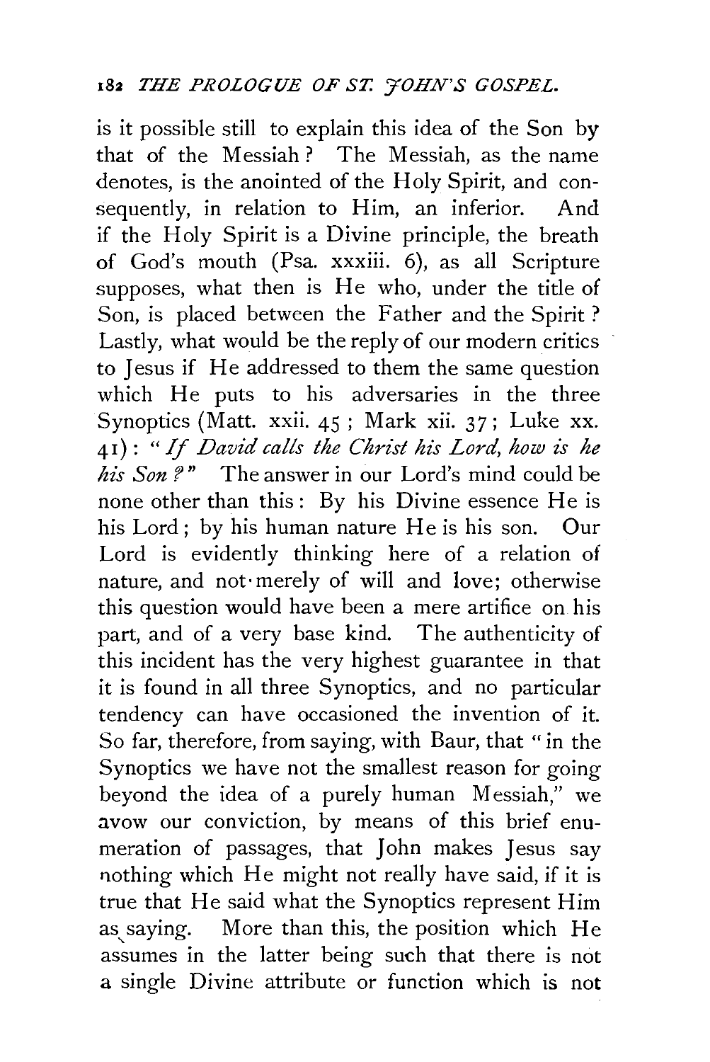is it possible still to explain this idea of the Son by that of the Messiah? The Messiah, as the name denotes, is the anointed of the Holy Spirit, and consequently, in relation to Him, an inferior. And if the Holy Spirit is a Divine principle, the breath of God's mouth (Psa. xxxiii. 6), as all Scripture supposes, what then is He who, under the title of Son, is placed between the Father and the Spirit? Lastly, what would be the reply of our modern critics to Jesus if He addressed to them the same question which He puts to his adversaries in the three Synoptics (Matt. xxii. 45; Mark xii. 37; Luke xx. 41): "*If David calls the Christ his Lord, how is he his Son?*" The answer in our Lord's mind could be none other than this: By his Divine essence He is his Lord; by his human nature He is his son. Our Lord is evidently thinking here of a relation of nature, and not merely of will and love; otherwise this question would have been a mere artifice on his part, and of a very base kind. The authenticity of this incident has the very highest guarantee in that it is found in all three Synoptics, and no particular tendency can have occasioned the invention of it. So far, therefore, from saying, with Baur, that "in the Synoptics we have not the smallest reason for going beyond the idea of a purely human Messiah," we avow our conviction, by means of this brief enumeration of passages, that John makes Jesus say nothing which He might not really have said, if it is true that He said what the Synoptics represent Him as saying. More than this, the position which He assumes in the latter being such that there is not a single Divine attribute or function which is not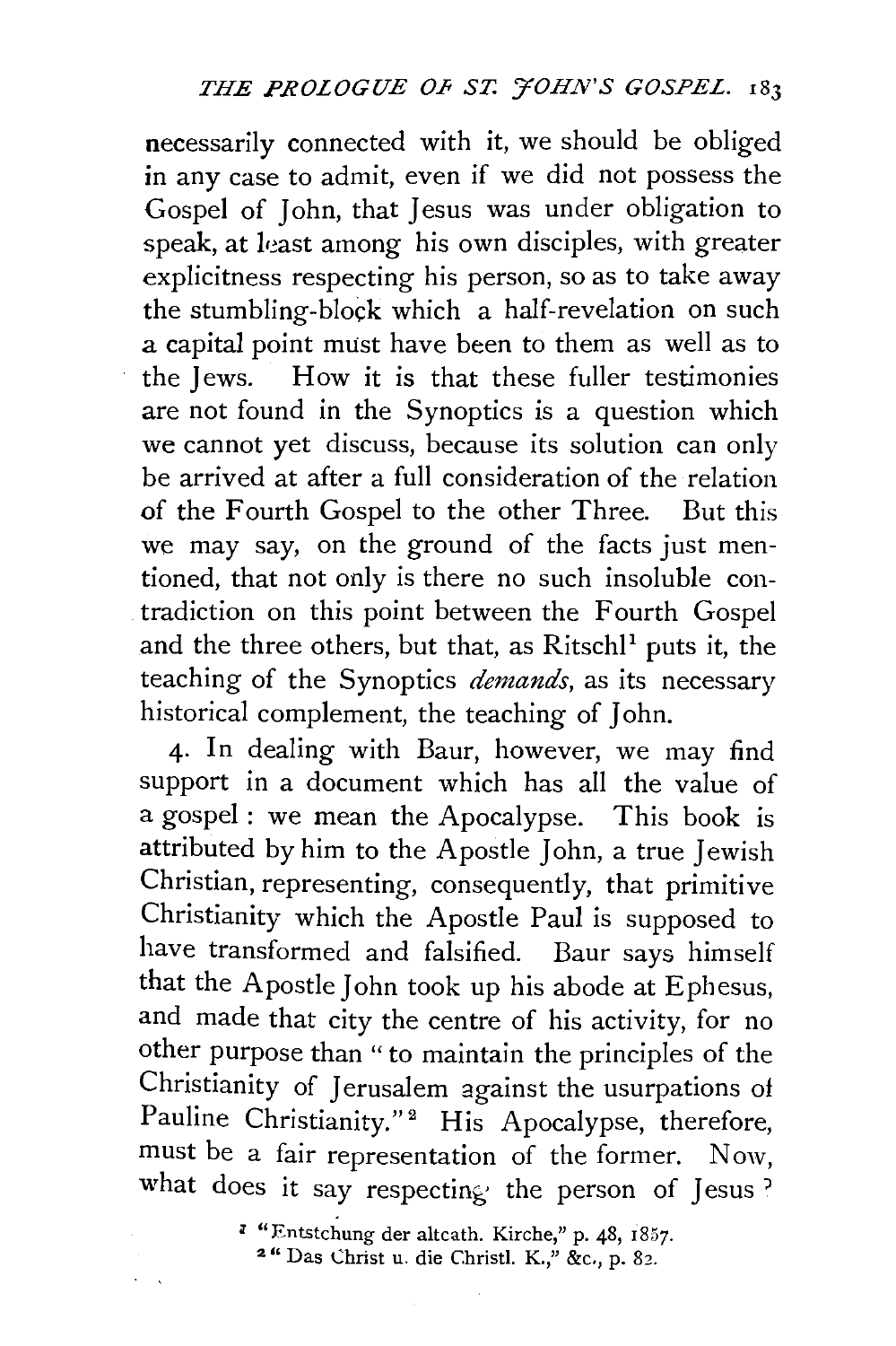necessarily connected with it, we should be obliged in any case to admit, even if we did not possess the Gospel of John, that Jesus was under obligation to speak, at least among his own disciples, with greater explicitness respecting his person, so as to take away the stumbling-block which a half-revelation on such a capital point must have been to them as well as to the Jews. How it is that these fuller testimonies are not found in the Synoptics is a question which we cannot yet discuss, because its solution can only be arrived at after a full consideration of the relation of the Fourth Gospel to the other Three. But this we may say, on the ground of the facts just mentioned, that not only is there no such insoluble contradiction on this point between the Fourth Gospel and the three others, but that, as Ritschl[1] puts it, the teaching of the Synoptics *demands*, as its necessary historical complement, the teaching of John.

4. In dealing with Baur, however, we may find support in a document which has all the value of a gospel: we mean the Apocalypse. This book is attributed by him to the Apostle John, a true Jewish Christian, representing, consequently, that primitive Christianity which the Apostle Paul is supposed to have transformed and falsified. Baur says himself that the Apostle John took up his abode at Ephesus, and made that city the centre of his activity, for no other purpose than "to maintain the principles of the Christianity of Jerusalem against the usurpations of Pauline Christianity."[2] His Apocalypse, therefore, must be a fair representation of the former. Now, what does it say respecting the person of Jesus?

[1] "Entstehung der altcath. Kirche," p. 48, 1857.

[2] "Das Christ u. die Christl. K.," &c., p. 82.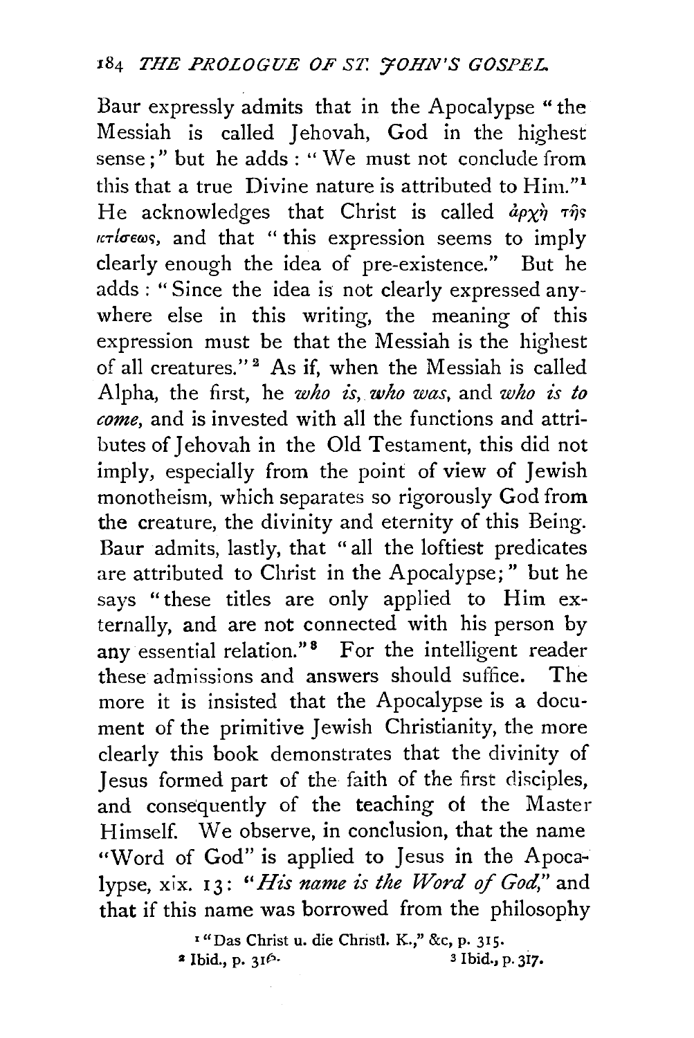Baur expressly admits that in the Apocalypse "the Messiah is called Jehovah, God in the highest sense;" but he adds: "We must not conclude from this that a true Divine nature is attributed to Him."[1] He acknowledges that Christ is called ἀρχὴ τῆς κτίσεως, and that "this expression seems to imply clearly enough the idea of pre-existence." But he adds: "Since the idea is not clearly expressed anywhere else in this writing, the meaning of this expression must be that the Messiah is the highest of all creatures."[2] As if, when the Messiah is called Alpha, the first, he *who is, who was*, and *who is to come*, and is invested with all the functions and attributes of Jehovah in the Old Testament, this did not imply, especially from the point of view of Jewish monotheism, which separates so rigorously God from the creature, the divinity and eternity of this Being. Baur admits, lastly, that "all the loftiest predicates are attributed to Christ in the Apocalypse;" but he says "these titles are only applied to Him externally, and are not connected with his person by any essential relation."[3] For the intelligent reader these admissions and answers should suffice. The more it is insisted that the Apocalypse is a document of the primitive Jewish Christianity, the more clearly this book demonstrates that the divinity of Jesus formed part of the faith of the first disciples, and consequently of the teaching of the Master Himself. We observe, in conclusion, that the name "Word of God" is applied to Jesus in the Apocalypse, xix. 13: "*His name is the Word of God*," and that if this name was borrowed from the philosophy

[1] "Das Christ u. die Christl. K.," &c, p. 315.
[2] Ibid., p. 316.
[3] Ibid., p. 317.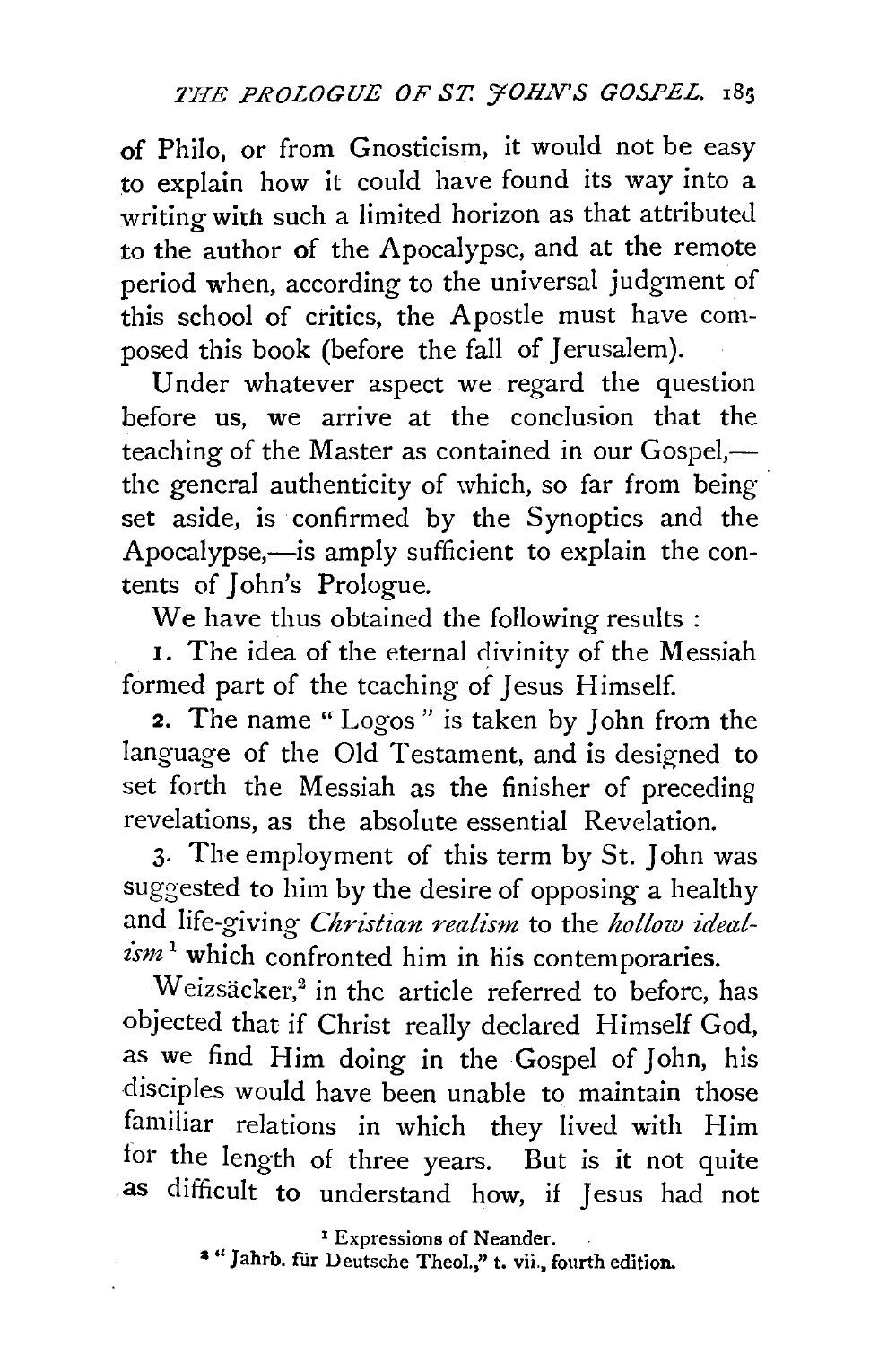of Philo, or from Gnosticism, it would not be easy to explain how it could have found its way into a writing with such a limited horizon as that attributed to the author of the Apocalypse, and at the remote period when, according to the universal judgment of this school of critics, the Apostle must have composed this book (before the fall of Jerusalem).

Under whatever aspect we regard the question before us, we arrive at the conclusion that the teaching of the Master as contained in our Gospel,—the general authenticity of which, so far from being set aside, is confirmed by the Synoptics and the Apocalypse,—is amply sufficient to explain the contents of John's Prologue.

We have thus obtained the following results :

1. The idea of the eternal divinity of the Messiah formed part of the teaching of Jesus Himself.

2. The name "Logos" is taken by John from the language of the Old Testament, and is designed to set forth the Messiah as the finisher of preceding revelations, as the absolute essential Revelation.

3. The employment of this term by St. John was suggested to him by the desire of opposing a healthy and life-giving *Christian realism* to the *hollow idealism*[1] which confronted him in his contemporaries.

Weizsäcker,[2] in the article referred to before, has objected that if Christ really declared Himself God, as we find Him doing in the Gospel of John, his disciples would have been unable to maintain those familiar relations in which they lived with Him for the length of three years. But is it not quite as difficult to understand how, if Jesus had not

[1] Expressions of Neander.

[2] "Jahrb. für Deutsche Theol.," t. vii., fourth edition.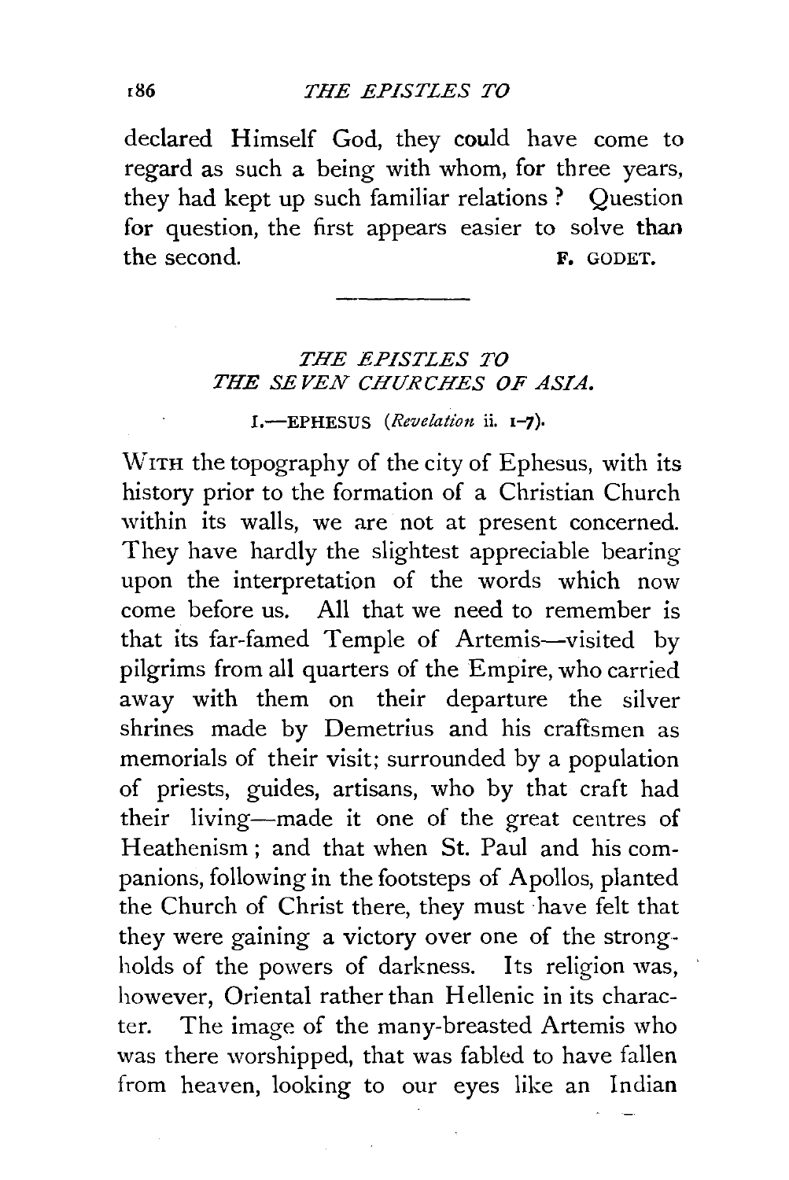declared Himself God, they could have come to regard as such a being with whom, for three years, they had kept up such familiar relations? Question for question, the first appears easier to solve than the second.

F. GODET.

---

## *THE EPISTLES TO THE SEVEN CHURCHES OF ASIA.*

### I.—EPHESUS (*Revelation* ii. 1–7).

WITH the topography of the city of Ephesus, with its history prior to the formation of a Christian Church within its walls, we are not at present concerned. They have hardly the slightest appreciable bearing upon the interpretation of the words which now come before us. All that we need to remember is that its far-famed Temple of Artemis—visited by pilgrims from all quarters of the Empire, who carried away with them on their departure the silver shrines made by Demetrius and his craftsmen as memorials of their visit; surrounded by a population of priests, guides, artisans, who by that craft had their living—made it one of the great centres of Heathenism; and that when St. Paul and his companions, following in the footsteps of Apollos, planted the Church of Christ there, they must have felt that they were gaining a victory over one of the strongholds of the powers of darkness. Its religion was, however, Oriental rather than Hellenic in its character. The image of the many-breasted Artemis who was there worshipped, that was fabled to have fallen from heaven, looking to our eyes like an Indian